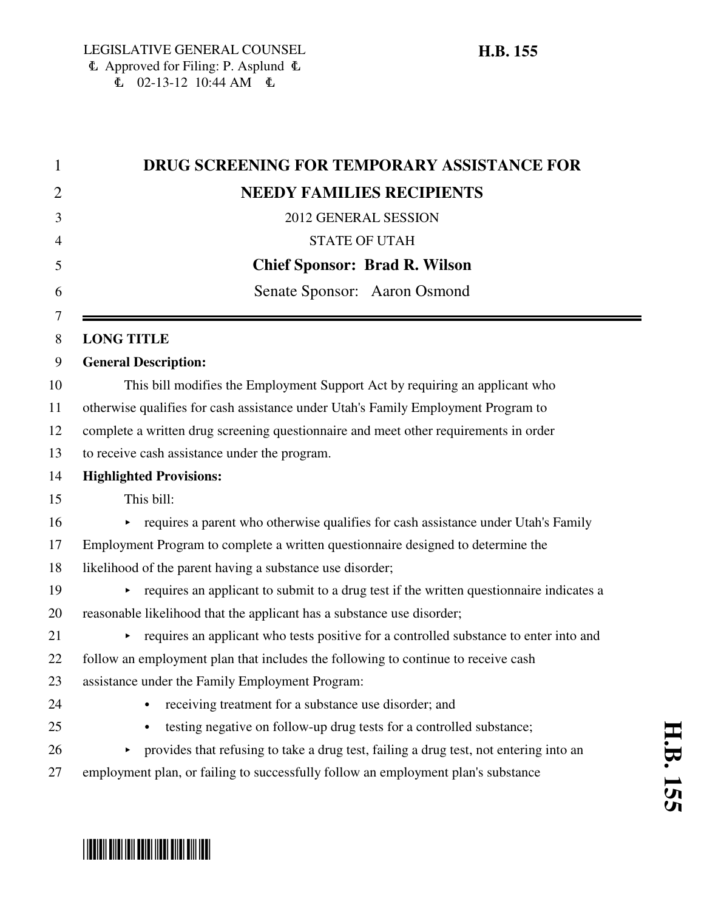LEGISLATIVE GENERAL COUNSEL
Approved for Filing: P. Asplund
02-13-12 10:44 AM

**H.B. 155**

# DRUG SCREENING FOR TEMPORARY ASSISTANCE FOR NEEDY FAMILIES RECIPIENTS

2012 GENERAL SESSION

STATE OF UTAH

**Chief Sponsor: Brad R. Wilson**

Senate Sponsor: Aaron Osmond

---

**LONG TITLE**

**General Description:**

This bill modifies the Employment Support Act by requiring an applicant who otherwise qualifies for cash assistance under Utah's Family Employment Program to complete a written drug screening questionnaire and meet other requirements in order to receive cash assistance under the program.

**Highlighted Provisions:**

This bill:

- requires a parent who otherwise qualifies for cash assistance under Utah's Family Employment Program to complete a written questionnaire designed to determine the likelihood of the parent having a substance use disorder;
- requires an applicant to submit to a drug test if the written questionnaire indicates a reasonable likelihood that the applicant has a substance use disorder;
- requires an applicant who tests positive for a controlled substance to enter into and follow an employment plan that includes the following to continue to receive cash assistance under the Family Employment Program:
  - receiving treatment for a substance use disorder; and
  - testing negative on follow-up drug tests for a controlled substance;
- provides that refusing to take a drug test, failing a drug test, not entering into an employment plan, or failing to successfully follow an employment plan's substance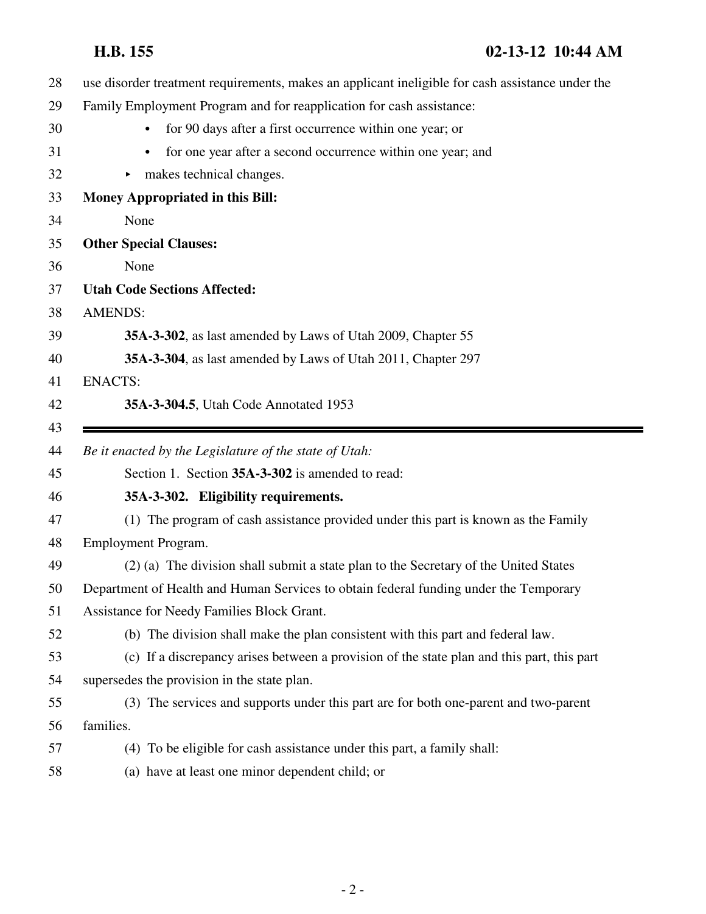use disorder treatment requirements, makes an applicant ineligible for cash assistance under the Family Employment Program and for reapplication for cash assistance:

- for 90 days after a first occurrence within one year; or
- for one year after a second occurrence within one year; and

▸ makes technical changes.

**Money Appropriated in this Bill:**

None

**Other Special Clauses:**

None

**Utah Code Sections Affected:**

AMENDS:

**35A-3-302**, as last amended by Laws of Utah 2009, Chapter 55

**35A-3-304**, as last amended by Laws of Utah 2011, Chapter 297

ENACTS:

**35A-3-304.5**, Utah Code Annotated 1953

---

*Be it enacted by the Legislature of the state of Utah:*

Section 1. Section **35A-3-302** is amended to read:

**35A-3-302. Eligibility requirements.**

(1) The program of cash assistance provided under this part is known as the Family Employment Program.

(2) (a) The division shall submit a state plan to the Secretary of the United States Department of Health and Human Services to obtain federal funding under the Temporary Assistance for Needy Families Block Grant.

(b) The division shall make the plan consistent with this part and federal law.

(c) If a discrepancy arises between a provision of the state plan and this part, this part supersedes the provision in the state plan.

(3) The services and supports under this part are for both one-parent and two-parent families.

(4) To be eligible for cash assistance under this part, a family shall:

(a) have at least one minor dependent child; or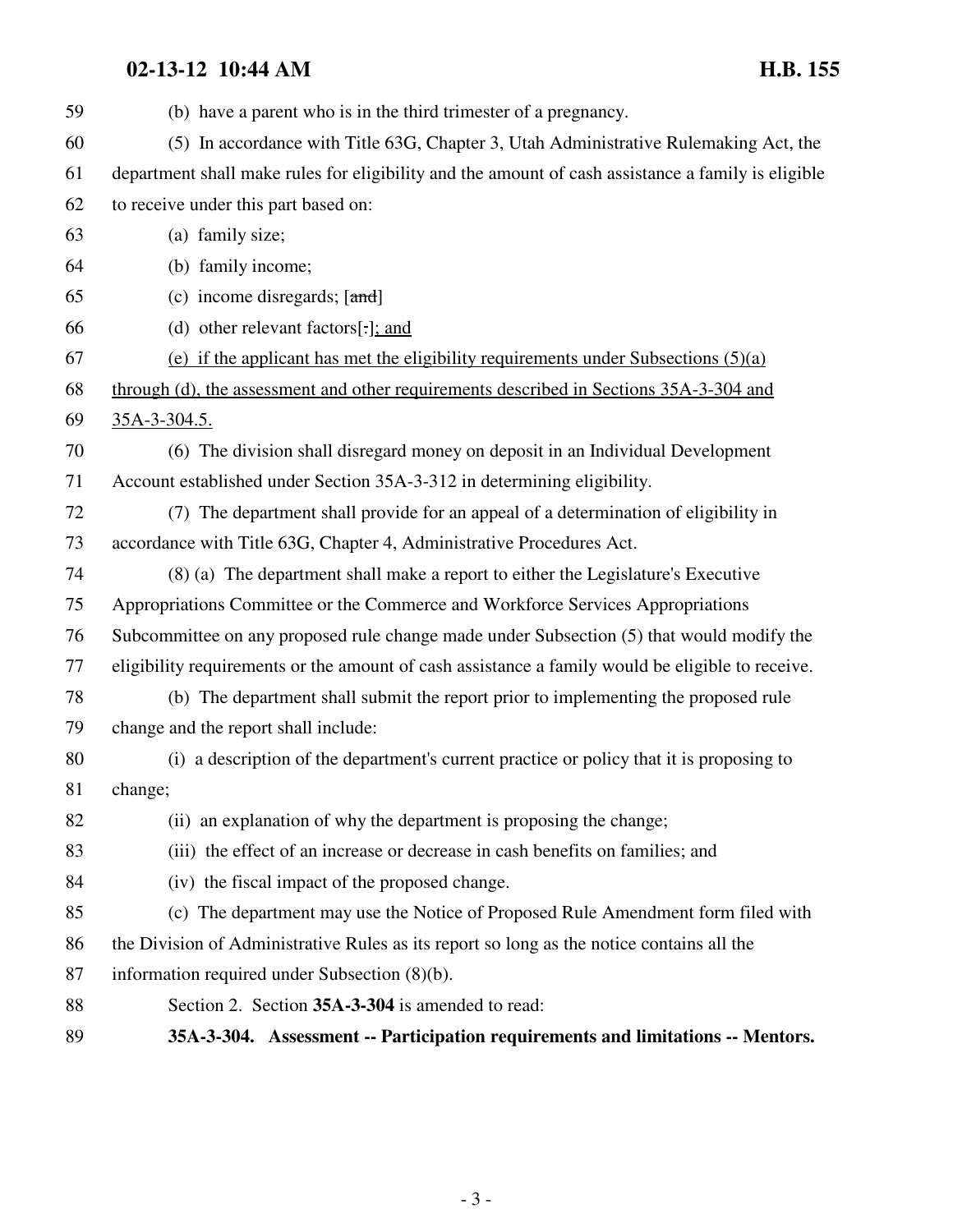59 (b) have a parent who is in the third trimester of a pregnancy.

60 (5) In accordance with Title 63G, Chapter 3, Utah Administrative Rulemaking Act, the
61 department shall make rules for eligibility and the amount of cash assistance a family is eligible
62 to receive under this part based on:

63 (a) family size;

64 (b) family income;

65 (c) income disregards; [~~and~~]

66 (d) other relevant factors[~~.~~]; and

67 (e) if the applicant has met the eligibility requirements under Subsections (5)(a)
68 through (d), the assessment and other requirements described in Sections 35A-3-304 and
69 35A-3-304.5.

70 (6) The division shall disregard money on deposit in an Individual Development
71 Account established under Section 35A-3-312 in determining eligibility.

72 (7) The department shall provide for an appeal of a determination of eligibility in
73 accordance with Title 63G, Chapter 4, Administrative Procedures Act.

74 (8) (a) The department shall make a report to either the Legislature's Executive
75 Appropriations Committee or the Commerce and Workforce Services Appropriations
76 Subcommittee on any proposed rule change made under Subsection (5) that would modify the
77 eligibility requirements or the amount of cash assistance a family would be eligible to receive.

78 (b) The department shall submit the report prior to implementing the proposed rule
79 change and the report shall include:

80 (i) a description of the department's current practice or policy that it is proposing to
81 change;

82 (ii) an explanation of why the department is proposing the change;

83 (iii) the effect of an increase or decrease in cash benefits on families; and

84 (iv) the fiscal impact of the proposed change.

85 (c) The department may use the Notice of Proposed Rule Amendment form filed with
86 the Division of Administrative Rules as its report so long as the notice contains all the
87 information required under Subsection (8)(b).

88 Section 2. Section **35A-3-304** is amended to read:

89 **35A-3-304. Assessment -- Participation requirements and limitations -- Mentors.**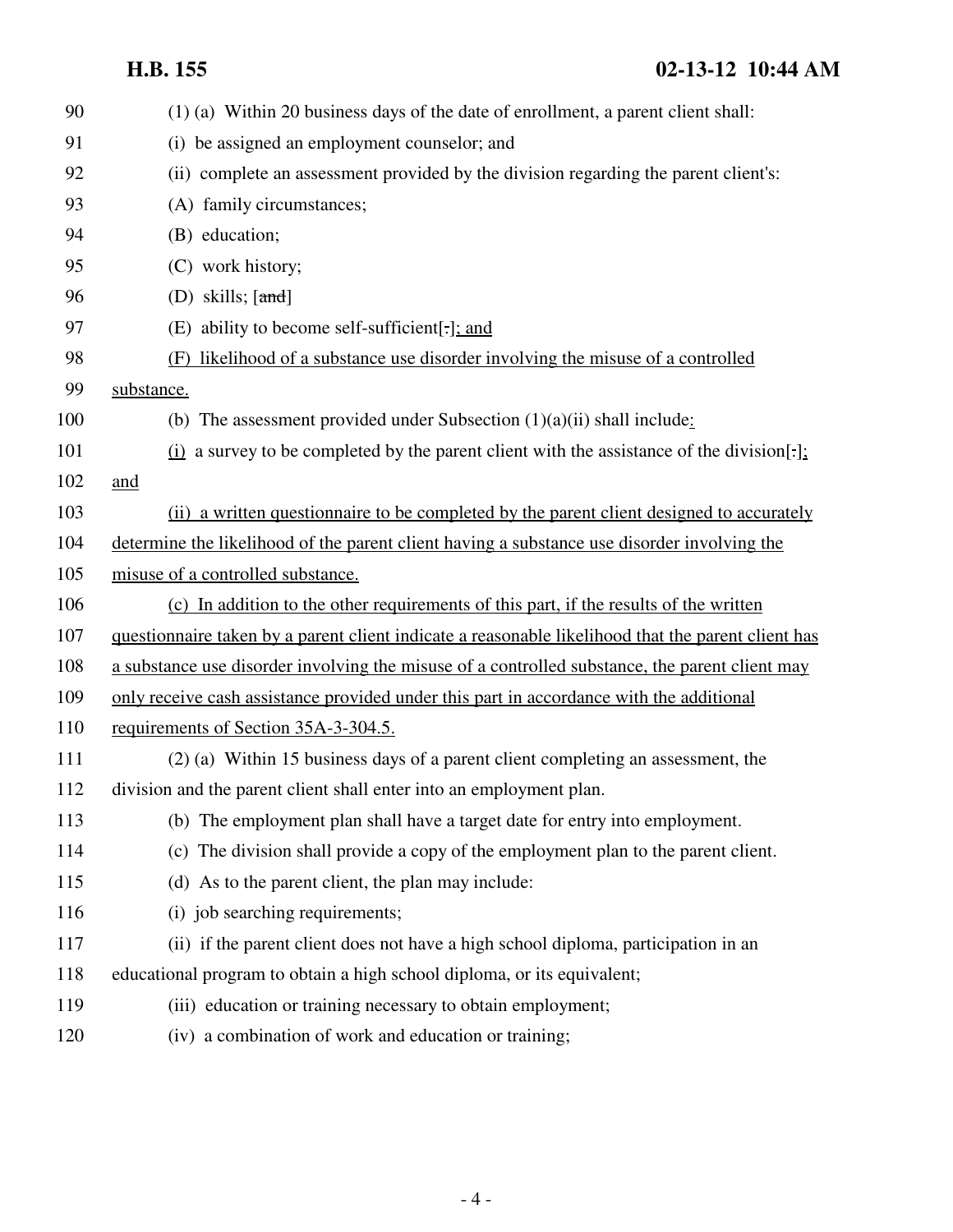90 (1) (a) Within 20 business days of the date of enrollment, a parent client shall:

91 (i) be assigned an employment counselor; and

92 (ii) complete an assessment provided by the division regarding the parent client's:

93 (A) family circumstances;

94 (B) education;

95 (C) work history;

96 (D) skills; [~~and~~]

97 (E) ability to become self-sufficient[~~.~~]; and

98 (F) likelihood of a substance use disorder involving the misuse of a controlled

99 substance.

100 (b) The assessment provided under Subsection (1)(a)(ii) shall include:

101 (i) a survey to be completed by the parent client with the assistance of the division[~~.~~];

102 and

103 (ii) a written questionnaire to be completed by the parent client designed to accurately

104 determine the likelihood of the parent client having a substance use disorder involving the

105 misuse of a controlled substance.

106 (c) In addition to the other requirements of this part, if the results of the written

107 questionnaire taken by a parent client indicate a reasonable likelihood that the parent client has

108 a substance use disorder involving the misuse of a controlled substance, the parent client may

109 only receive cash assistance provided under this part in accordance with the additional

110 requirements of Section 35A-3-304.5.

111 (2) (a) Within 15 business days of a parent client completing an assessment, the

112 division and the parent client shall enter into an employment plan.

113 (b) The employment plan shall have a target date for entry into employment.

114 (c) The division shall provide a copy of the employment plan to the parent client.

115 (d) As to the parent client, the plan may include:

116 (i) job searching requirements;

117 (ii) if the parent client does not have a high school diploma, participation in an

118 educational program to obtain a high school diploma, or its equivalent;

119 (iii) education or training necessary to obtain employment;

120 (iv) a combination of work and education or training;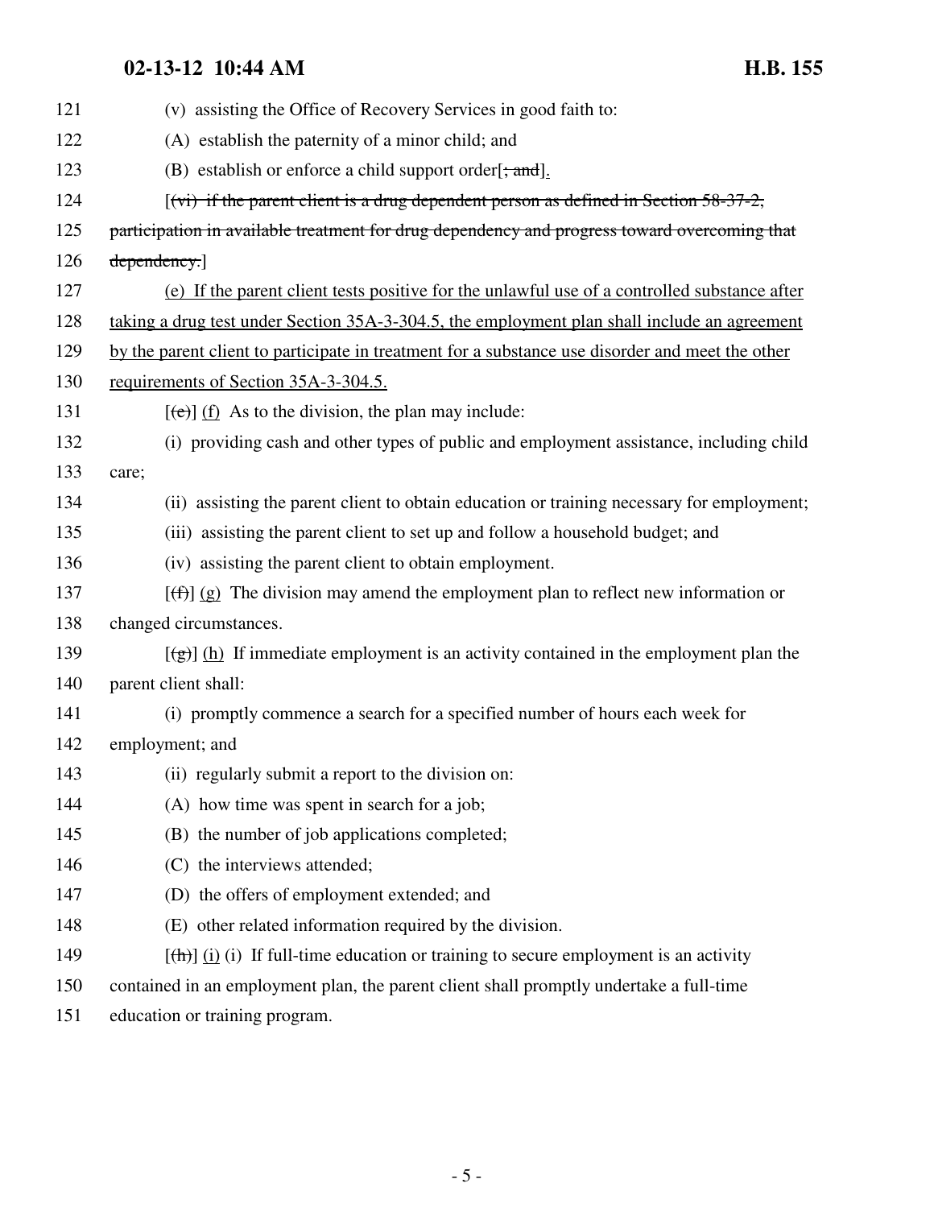121 (v) assisting the Office of Recovery Services in good faith to:

122 (A) establish the paternity of a minor child; and

123 (B) establish or enforce a child support order[~~; and~~].

124 [~~(vi) if the parent client is a drug dependent person as defined in Section 58-37-2,~~

125 ~~participation in available treatment for drug dependency and progress toward overcoming that~~

126 ~~dependency.~~]

127 <u>(e) If the parent client tests positive for the unlawful use of a controlled substance after</u>

128 <u>taking a drug test under Section 35A-3-304.5, the employment plan shall include an agreement</u>

129 <u>by the parent client to participate in treatment for a substance use disorder and meet the other</u>

130 <u>requirements of Section 35A-3-304.5.</u>

131 [~~(e)~~] <u>(f)</u> As to the division, the plan may include:

132 (i) providing cash and other types of public and employment assistance, including child

133 care;

134 (ii) assisting the parent client to obtain education or training necessary for employment;

135 (iii) assisting the parent client to set up and follow a household budget; and

136 (iv) assisting the parent client to obtain employment.

137 [~~(f)~~] <u>(g)</u> The division may amend the employment plan to reflect new information or

138 changed circumstances.

139 [~~(g)~~] <u>(h)</u> If immediate employment is an activity contained in the employment plan the

140 parent client shall:

141 (i) promptly commence a search for a specified number of hours each week for

142 employment; and

143 (ii) regularly submit a report to the division on:

144 (A) how time was spent in search for a job;

145 (B) the number of job applications completed;

146 (C) the interviews attended;

147 (D) the offers of employment extended; and

148 (E) other related information required by the division.

149 [~~(h)~~] <u>(i)</u> (i) If full-time education or training to secure employment is an activity

150 contained in an employment plan, the parent client shall promptly undertake a full-time

151 education or training program.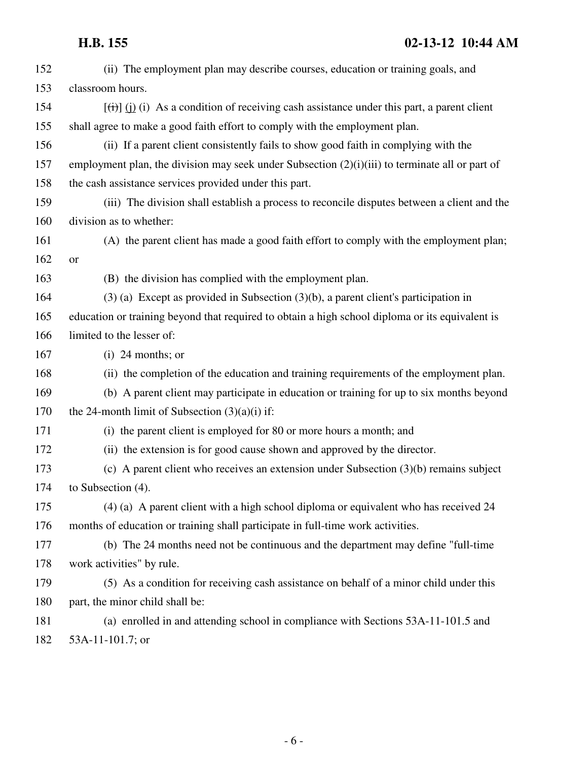(ii) The employment plan may describe courses, education or training goals, and classroom hours.

[~~(i)~~] (j) (i) As a condition of receiving cash assistance under this part, a parent client shall agree to make a good faith effort to comply with the employment plan.

(ii) If a parent client consistently fails to show good faith in complying with the employment plan, the division may seek under Subsection (2)(i)(iii) to terminate all or part of the cash assistance services provided under this part.

(iii) The division shall establish a process to reconcile disputes between a client and the division as to whether:

(A) the parent client has made a good faith effort to comply with the employment plan; or

(B) the division has complied with the employment plan.

(3) (a) Except as provided in Subsection (3)(b), a parent client's participation in education or training beyond that required to obtain a high school diploma or its equivalent is limited to the lesser of:

(i) 24 months; or

(ii) the completion of the education and training requirements of the employment plan.

(b) A parent client may participate in education or training for up to six months beyond the 24-month limit of Subsection (3)(a)(i) if:

(i) the parent client is employed for 80 or more hours a month; and

(ii) the extension is for good cause shown and approved by the director.

(c) A parent client who receives an extension under Subsection (3)(b) remains subject to Subsection (4).

(4) (a) A parent client with a high school diploma or equivalent who has received 24 months of education or training shall participate in full-time work activities.

(b) The 24 months need not be continuous and the department may define "full-time work activities" by rule.

(5) As a condition for receiving cash assistance on behalf of a minor child under this part, the minor child shall be:

(a) enrolled in and attending school in compliance with Sections 53A-11-101.5 and 53A-11-101.7; or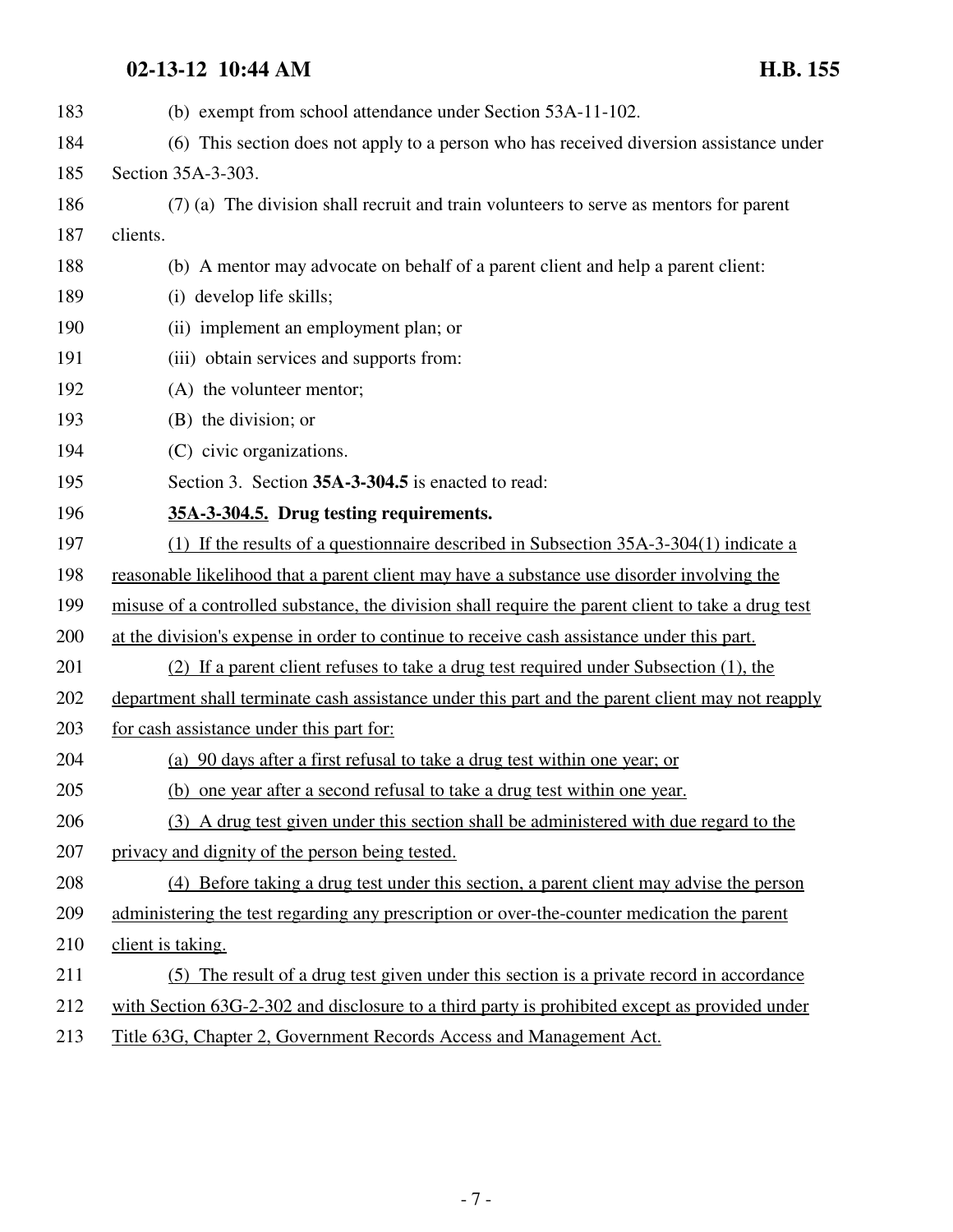(b) exempt from school attendance under Section 53A-11-102.

(6) This section does not apply to a person who has received diversion assistance under Section 35A-3-303.

(7) (a) The division shall recruit and train volunteers to serve as mentors for parent clients.

(b) A mentor may advocate on behalf of a parent client and help a parent client:

(i) develop life skills;

(ii) implement an employment plan; or

(iii) obtain services and supports from:

(A) the volunteer mentor;

(B) the division; or

(C) civic organizations.

Section 3. Section **35A-3-304.5** is enacted to read:

**35A-3-304.5. Drug testing requirements.**

(1) If the results of a questionnaire described in Subsection 35A-3-304(1) indicate a reasonable likelihood that a parent client may have a substance use disorder involving the misuse of a controlled substance, the division shall require the parent client to take a drug test at the division's expense in order to continue to receive cash assistance under this part.

(2) If a parent client refuses to take a drug test required under Subsection (1), the department shall terminate cash assistance under this part and the parent client may not reapply for cash assistance under this part for:

(a) 90 days after a first refusal to take a drug test within one year; or

(b) one year after a second refusal to take a drug test within one year.

(3) A drug test given under this section shall be administered with due regard to the privacy and dignity of the person being tested.

(4) Before taking a drug test under this section, a parent client may advise the person administering the test regarding any prescription or over-the-counter medication the parent client is taking.

(5) The result of a drug test given under this section is a private record in accordance with Section 63G-2-302 and disclosure to a third party is prohibited except as provided under Title 63G, Chapter 2, Government Records Access and Management Act.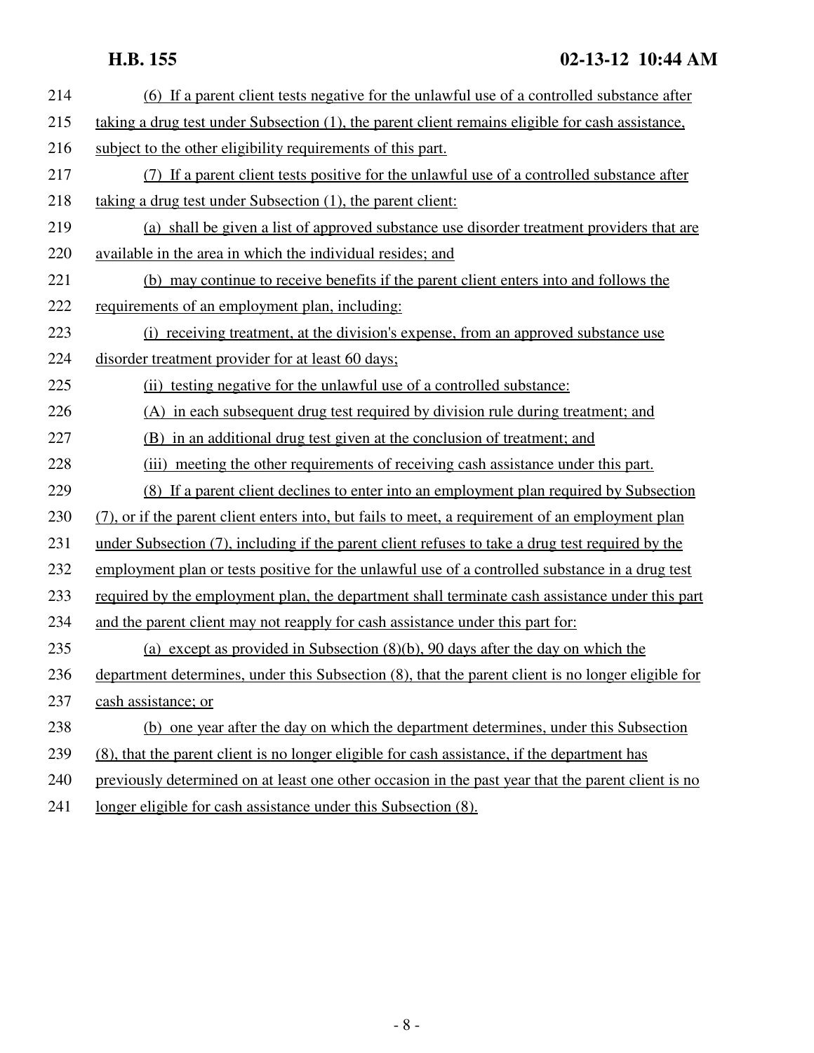(6) If a parent client tests negative for the unlawful use of a controlled substance after taking a drug test under Subsection (1), the parent client remains eligible for cash assistance, subject to the other eligibility requirements of this part.

(7) If a parent client tests positive for the unlawful use of a controlled substance after taking a drug test under Subsection (1), the parent client:

(a) shall be given a list of approved substance use disorder treatment providers that are available in the area in which the individual resides; and

(b) may continue to receive benefits if the parent client enters into and follows the requirements of an employment plan, including:

(i) receiving treatment, at the division's expense, from an approved substance use disorder treatment provider for at least 60 days;

(ii) testing negative for the unlawful use of a controlled substance:

(A) in each subsequent drug test required by division rule during treatment; and

(B) in an additional drug test given at the conclusion of treatment; and

(iii) meeting the other requirements of receiving cash assistance under this part.

(8) If a parent client declines to enter into an employment plan required by Subsection (7), or if the parent client enters into, but fails to meet, a requirement of an employment plan under Subsection (7), including if the parent client refuses to take a drug test required by the employment plan or tests positive for the unlawful use of a controlled substance in a drug test required by the employment plan, the department shall terminate cash assistance under this part and the parent client may not reapply for cash assistance under this part for:

(a) except as provided in Subsection (8)(b), 90 days after the day on which the department determines, under this Subsection (8), that the parent client is no longer eligible for cash assistance; or

(b) one year after the day on which the department determines, under this Subsection (8), that the parent client is no longer eligible for cash assistance, if the department has previously determined on at least one other occasion in the past year that the parent client is no longer eligible for cash assistance under this Subsection (8).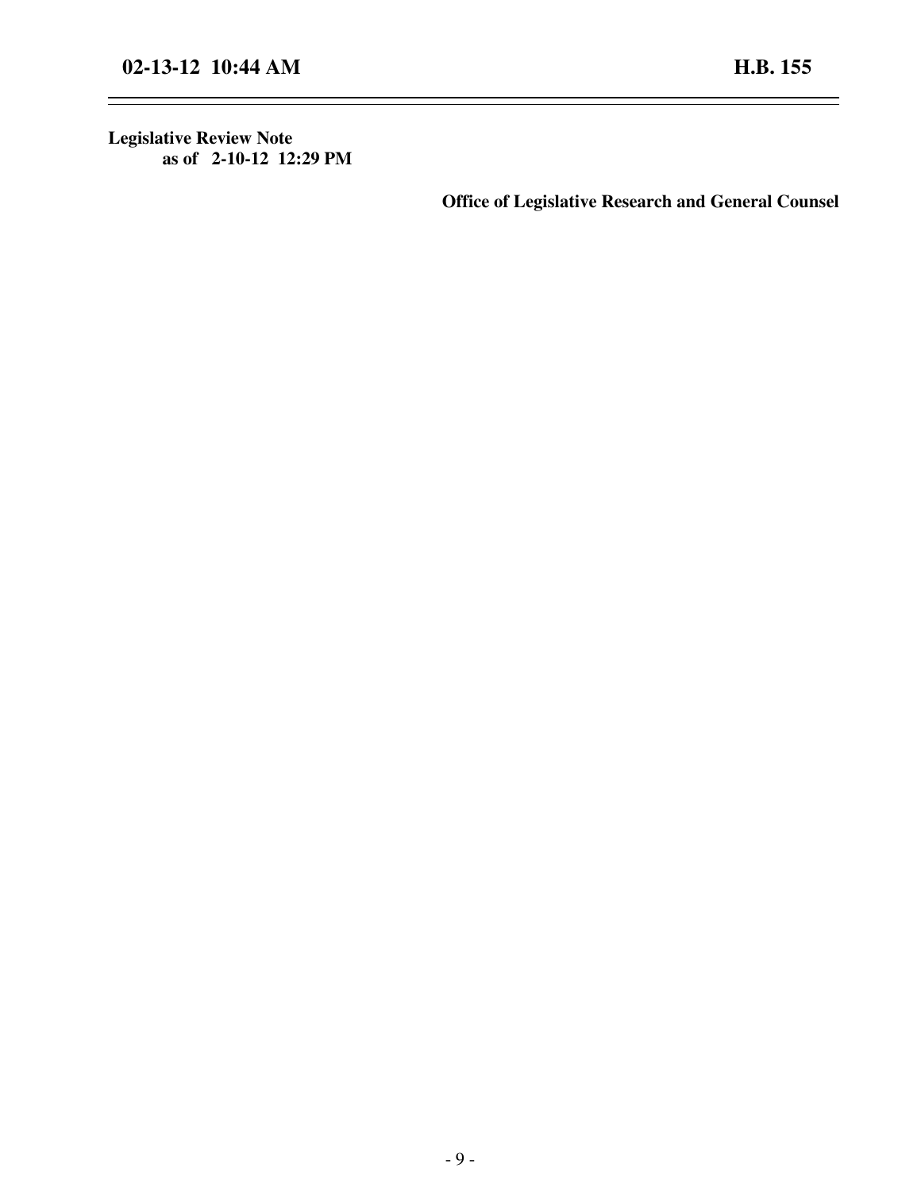**Legislative Review Note**
**as of 2-10-12 12:29 PM**

**Office of Legislative Research and General Counsel**